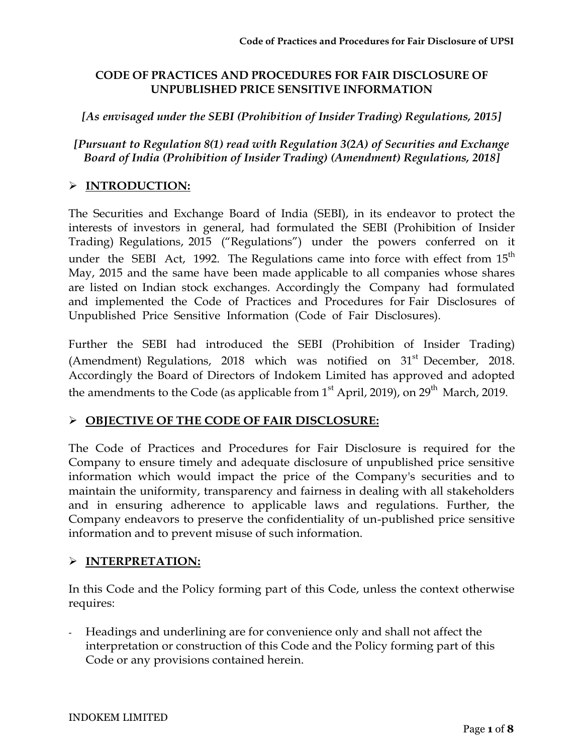# CODE OF PRACTICES AND PROCEDURES FOR FAIR DISCLOSURE OF UNPUBLISHED PRICE SENSITIVE INFORMATION

*[As envisaged under the SEBI (Prohibition of Insider Trading) Regulations, 2015]*

*[Pursuant to Regulation 8(1) read with Regulation 3(2A) of Securities and Exchange Board of India (Prohibition of Insider Trading) (Amendment) Regulations, 2018]*

## ➢ INTRODUCTION:

The Securities and Exchange Board of India (SEBI), in its endeavor to protect the interests of investors in general, had formulated the SEBI (Prohibition of Insider Trading) Regulations, 2015 ("Regulations") under the powers conferred on it under the SEBI Act, 1992. The Regulations came into force with effect from 15th May, 2015 and the same have been made applicable to all companies whose shares are listed on Indian stock exchanges. Accordingly the Company had formulated and implemented the Code of Practices and Procedures for Fair Disclosures of Unpublished Price Sensitive Information (Code of Fair Disclosures).

Further the SEBI had introduced the SEBI (Prohibition of Insider Trading) (Amendment) Regulations, 2018 which was notified on 31st December, 2018. Accordingly the Board of Directors of Indokem Limited has approved and adopted the amendments to the Code (as applicable from 1st April, 2019), on 29th March, 2019.

## ➢ OBJECTIVE OF THE CODE OF FAIR DISCLOSURE:

The Code of Practices and Procedures for Fair Disclosure is required for the Company to ensure timely and adequate disclosure of unpublished price sensitive information which would impact the price of the Company's securities and to maintain the uniformity, transparency and fairness in dealing with all stakeholders and in ensuring adherence to applicable laws and regulations. Further, the Company endeavors to preserve the confidentiality of un-published price sensitive information and to prevent misuse of such information.

## ➢ INTERPRETATION:

In this Code and the Policy forming part of this Code, unless the context otherwise requires:

- Headings and underlining are for convenience only and shall not affect the interpretation or construction of this Code and the Policy forming part of this Code or any provisions contained herein.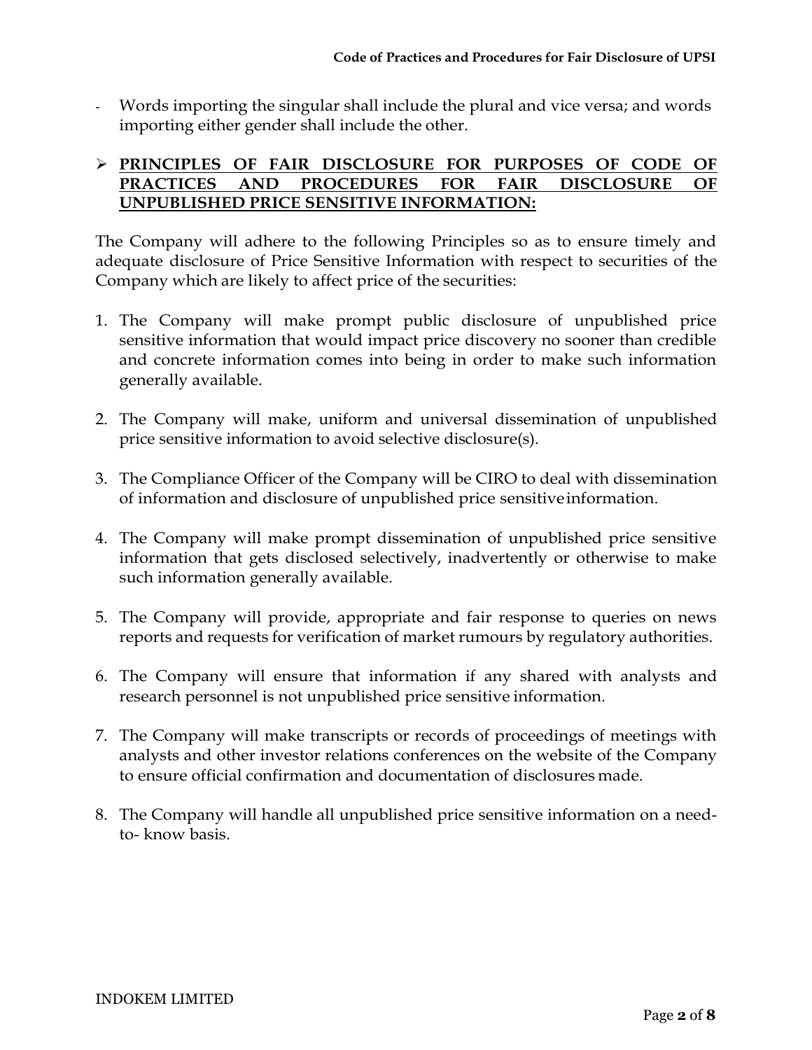- Words importing the singular shall include the plural and vice versa; and words importing either gender shall include the other.

## ➢ **PRINCIPLES OF FAIR DISCLOSURE FOR PURPOSES OF CODE OF PRACTICES AND PROCEDURES FOR FAIR DISCLOSURE OF UNPUBLISHED PRICE SENSITIVE INFORMATION:**

The Company will adhere to the following Principles so as to ensure timely and adequate disclosure of Price Sensitive Information with respect to securities of the Company which are likely to affect price of the securities:

1. The Company will make prompt public disclosure of unpublished price sensitive information that would impact price discovery no sooner than credible and concrete information comes into being in order to make such information generally available.

2. The Company will make, uniform and universal dissemination of unpublished price sensitive information to avoid selective disclosure(s).

3. The Compliance Officer of the Company will be CIRO to deal with dissemination of information and disclosure of unpublished price sensitive information.

4. The Company will make prompt dissemination of unpublished price sensitive information that gets disclosed selectively, inadvertently or otherwise to make such information generally available.

5. The Company will provide, appropriate and fair response to queries on news reports and requests for verification of market rumours by regulatory authorities.

6. The Company will ensure that information if any shared with analysts and research personnel is not unpublished price sensitive information.

7. The Company will make transcripts or records of proceedings of meetings with analysts and other investor relations conferences on the website of the Company to ensure official confirmation and documentation of disclosures made.

8. The Company will handle all unpublished price sensitive information on a need-to- know basis.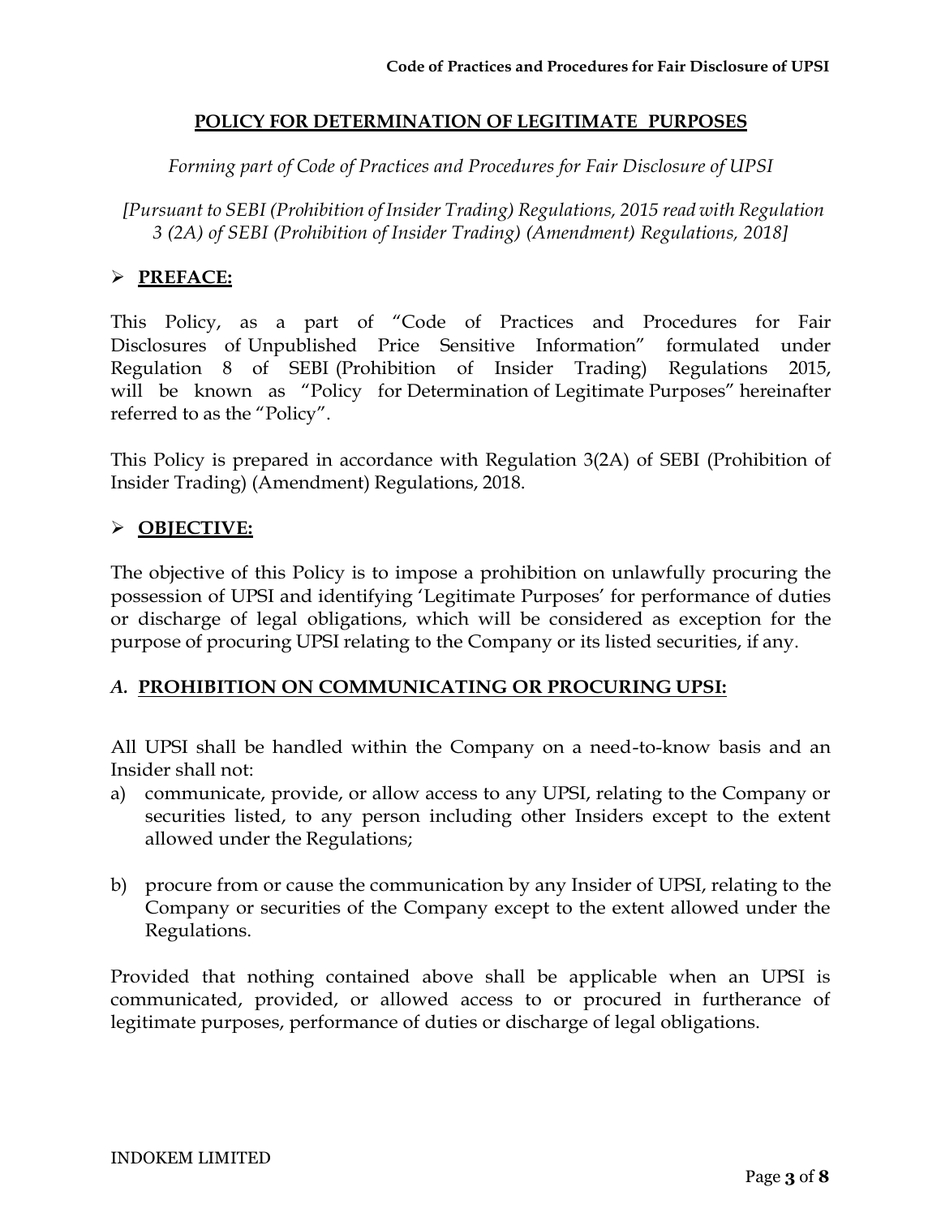## POLICY FOR DETERMINATION OF LEGITIMATE PURPOSES

*Forming part of Code of Practices and Procedures for Fair Disclosure of UPSI*

*[Pursuant to SEBI (Prohibition of Insider Trading) Regulations, 2015 read with Regulation 3 (2A) of SEBI (Prohibition of Insider Trading) (Amendment) Regulations, 2018]*

### ➢ PREFACE:

This Policy, as a part of "Code of Practices and Procedures for Fair Disclosures of Unpublished Price Sensitive Information" formulated under Regulation 8 of SEBI (Prohibition of Insider Trading) Regulations 2015, will be known as "Policy for Determination of Legitimate Purposes" hereinafter referred to as the "Policy".

This Policy is prepared in accordance with Regulation 3(2A) of SEBI (Prohibition of Insider Trading) (Amendment) Regulations, 2018.

### ➢ OBJECTIVE:

The objective of this Policy is to impose a prohibition on unlawfully procuring the possession of UPSI and identifying 'Legitimate Purposes' for performance of duties or discharge of legal obligations, which will be considered as exception for the purpose of procuring UPSI relating to the Company or its listed securities, if any.

### *A.* PROHIBITION ON COMMUNICATING OR PROCURING UPSI:

All UPSI shall be handled within the Company on a need-to-know basis and an Insider shall not:

a) communicate, provide, or allow access to any UPSI, relating to the Company or securities listed, to any person including other Insiders except to the extent allowed under the Regulations;

b) procure from or cause the communication by any Insider of UPSI, relating to the Company or securities of the Company except to the extent allowed under the Regulations.

Provided that nothing contained above shall be applicable when an UPSI is communicated, provided, or allowed access to or procured in furtherance of legitimate purposes, performance of duties or discharge of legal obligations.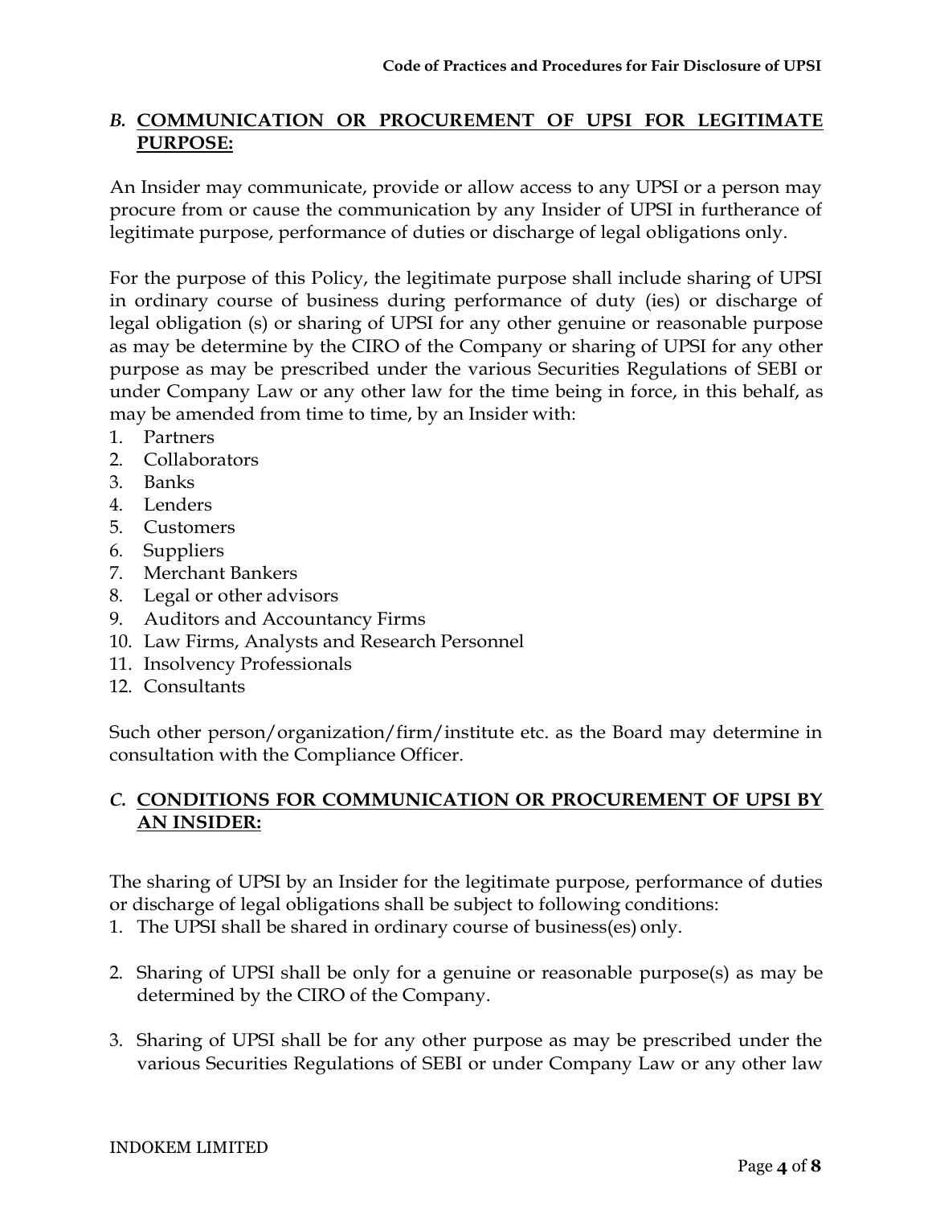## *B.* COMMUNICATION OR PROCUREMENT OF UPSI FOR LEGITIMATE PURPOSE:

An Insider may communicate, provide or allow access to any UPSI or a person may procure from or cause the communication by any Insider of UPSI in furtherance of legitimate purpose, performance of duties or discharge of legal obligations only.

For the purpose of this Policy, the legitimate purpose shall include sharing of UPSI in ordinary course of business during performance of duty (ies) or discharge of legal obligation (s) or sharing of UPSI for any other genuine or reasonable purpose as may be determine by the CIRO of the Company or sharing of UPSI for any other purpose as may be prescribed under the various Securities Regulations of SEBI or under Company Law or any other law for the time being in force, in this behalf, as may be amended from time to time, by an Insider with:

1. Partners
2. Collaborators
3. Banks
4. Lenders
5. Customers
6. Suppliers
7. Merchant Bankers
8. Legal or other advisors
9. Auditors and Accountancy Firms
10. Law Firms, Analysts and Research Personnel
11. Insolvency Professionals
12. Consultants

Such other person/organization/firm/institute etc. as the Board may determine in consultation with the Compliance Officer.

## *C.* CONDITIONS FOR COMMUNICATION OR PROCUREMENT OF UPSI BY AN INSIDER:

The sharing of UPSI by an Insider for the legitimate purpose, performance of duties or discharge of legal obligations shall be subject to following conditions:

1. The UPSI shall be shared in ordinary course of business(es) only.

2. Sharing of UPSI shall be only for a genuine or reasonable purpose(s) as may be determined by the CIRO of the Company.

3. Sharing of UPSI shall be for any other purpose as may be prescribed under the various Securities Regulations of SEBI or under Company Law or any other law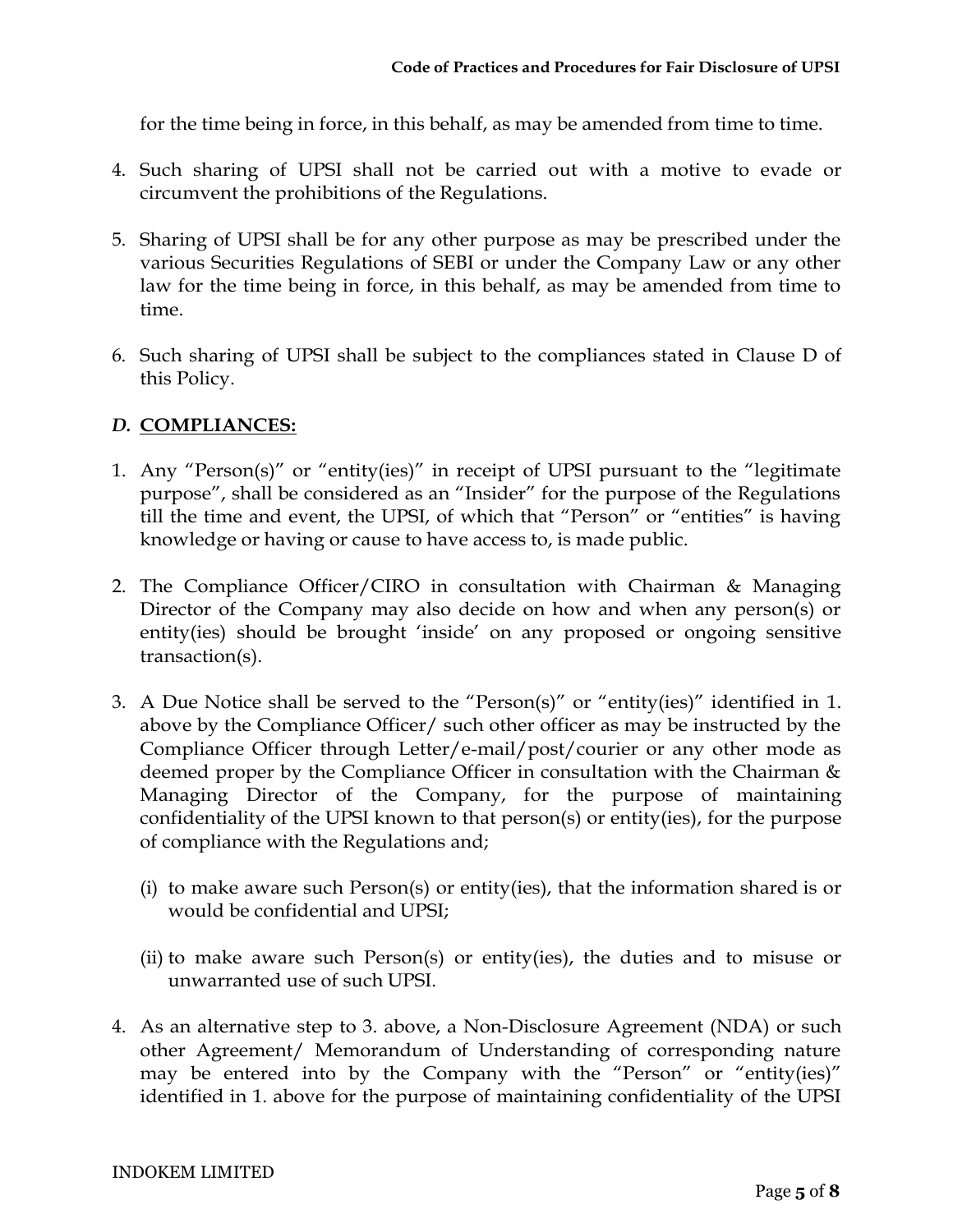for the time being in force, in this behalf, as may be amended from time to time.

4. Such sharing of UPSI shall not be carried out with a motive to evade or circumvent the prohibitions of the Regulations.

5. Sharing of UPSI shall be for any other purpose as may be prescribed under the various Securities Regulations of SEBI or under the Company Law or any other law for the time being in force, in this behalf, as may be amended from time to time.

6. Such sharing of UPSI shall be subject to the compliances stated in Clause D of this Policy.

## *D.* **COMPLIANCES:**

1. Any "Person(s)" or "entity(ies)" in receipt of UPSI pursuant to the "legitimate purpose", shall be considered as an "Insider" for the purpose of the Regulations till the time and event, the UPSI, of which that "Person" or "entities" is having knowledge or having or cause to have access to, is made public.

2. The Compliance Officer/CIRO in consultation with Chairman & Managing Director of the Company may also decide on how and when any person(s) or entity(ies) should be brought 'inside' on any proposed or ongoing sensitive transaction(s).

3. A Due Notice shall be served to the "Person(s)" or "entity(ies)" identified in 1. above by the Compliance Officer/ such other officer as may be instructed by the Compliance Officer through Letter/e-mail/post/courier or any other mode as deemed proper by the Compliance Officer in consultation with the Chairman & Managing Director of the Company, for the purpose of maintaining confidentiality of the UPSI known to that person(s) or entity(ies), for the purpose of compliance with the Regulations and;

   (i) to make aware such Person(s) or entity(ies), that the information shared is or would be confidential and UPSI;

   (ii) to make aware such Person(s) or entity(ies), the duties and to misuse or unwarranted use of such UPSI.

4. As an alternative step to 3. above, a Non-Disclosure Agreement (NDA) or such other Agreement/ Memorandum of Understanding of corresponding nature may be entered into by the Company with the "Person" or "entity(ies)" identified in 1. above for the purpose of maintaining confidentiality of the UPSI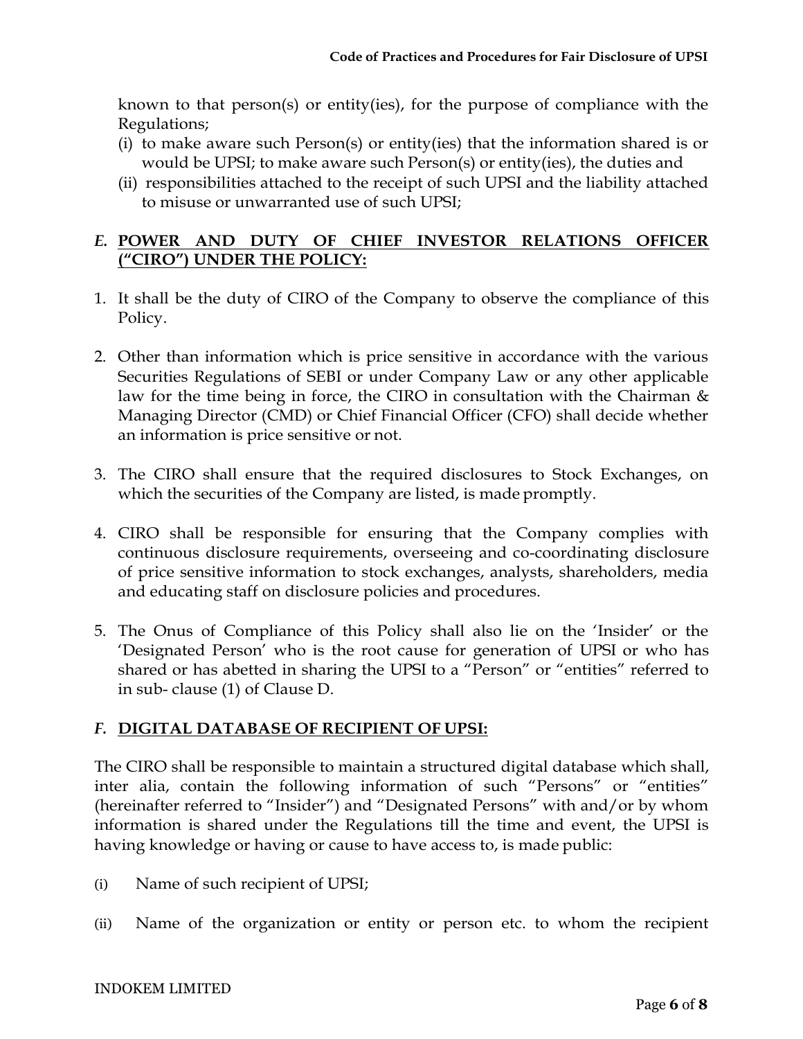known to that person(s) or entity(ies), for the purpose of compliance with the Regulations;

(i) to make aware such Person(s) or entity(ies) that the information shared is or would be UPSI; to make aware such Person(s) or entity(ies), the duties and
(ii) responsibilities attached to the receipt of such UPSI and the liability attached to misuse or unwarranted use of such UPSI;

## *E.* <u>POWER AND DUTY OF CHIEF INVESTOR RELATIONS OFFICER ("CIRO") UNDER THE POLICY:</u>

1. It shall be the duty of CIRO of the Company to observe the compliance of this Policy.

2. Other than information which is price sensitive in accordance with the various Securities Regulations of SEBI or under Company Law or any other applicable law for the time being in force, the CIRO in consultation with the Chairman & Managing Director (CMD) or Chief Financial Officer (CFO) shall decide whether an information is price sensitive or not.

3. The CIRO shall ensure that the required disclosures to Stock Exchanges, on which the securities of the Company are listed, is made promptly.

4. CIRO shall be responsible for ensuring that the Company complies with continuous disclosure requirements, overseeing and co-coordinating disclosure of price sensitive information to stock exchanges, analysts, shareholders, media and educating staff on disclosure policies and procedures.

5. The Onus of Compliance of this Policy shall also lie on the 'Insider' or the 'Designated Person' who is the root cause for generation of UPSI or who has shared or has abetted in sharing the UPSI to a "Person" or "entities" referred to in sub- clause (1) of Clause D.

## *F.* <u>DIGITAL DATABASE OF RECIPIENT OF UPSI:</u>

The CIRO shall be responsible to maintain a structured digital database which shall, inter alia, contain the following information of such "Persons" or "entities" (hereinafter referred to "Insider") and "Designated Persons" with and/or by whom information is shared under the Regulations till the time and event, the UPSI is having knowledge or having or cause to have access to, is made public:

(i) Name of such recipient of UPSI;

(ii) Name of the organization or entity or person etc. to whom the recipient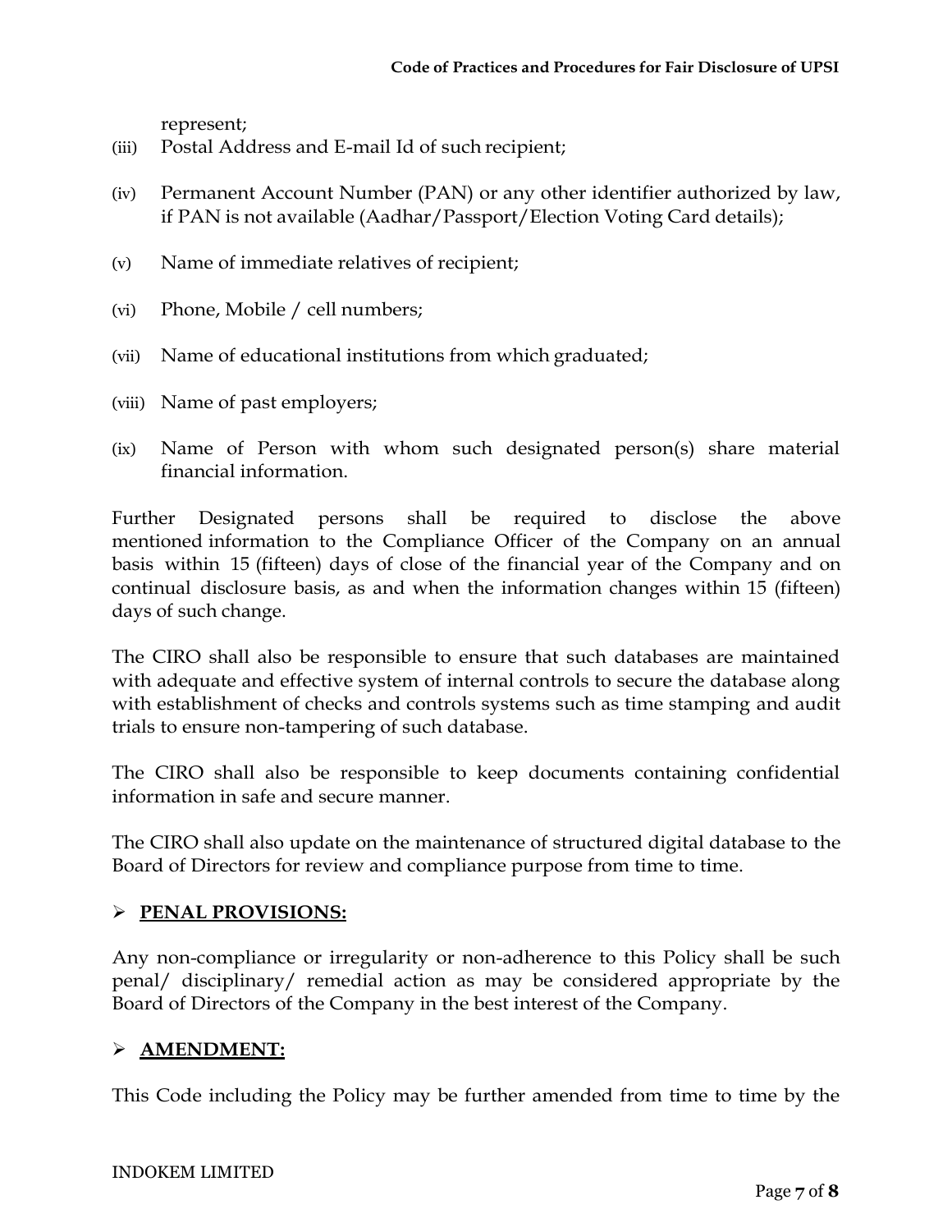represent;

(iii) Postal Address and E-mail Id of such recipient;

(iv) Permanent Account Number (PAN) or any other identifier authorized by law, if PAN is not available (Aadhar/Passport/Election Voting Card details);

(v) Name of immediate relatives of recipient;

(vi) Phone, Mobile / cell numbers;

(vii) Name of educational institutions from which graduated;

(viii) Name of past employers;

(ix) Name of Person with whom such designated person(s) share material financial information.

Further Designated persons shall be required to disclose the above mentioned information to the Compliance Officer of the Company on an annual basis within 15 (fifteen) days of close of the financial year of the Company and on continual disclosure basis, as and when the information changes within 15 (fifteen) days of such change.

The CIRO shall also be responsible to ensure that such databases are maintained with adequate and effective system of internal controls to secure the database along with establishment of checks and controls systems such as time stamping and audit trials to ensure non-tampering of such database.

The CIRO shall also be responsible to keep documents containing confidential information in safe and secure manner.

The CIRO shall also update on the maintenance of structured digital database to the Board of Directors for review and compliance purpose from time to time.

## ➢ PENAL PROVISIONS:

Any non-compliance or irregularity or non-adherence to this Policy shall be such penal/ disciplinary/ remedial action as may be considered appropriate by the Board of Directors of the Company in the best interest of the Company.

## ➢ AMENDMENT:

This Code including the Policy may be further amended from time to time by the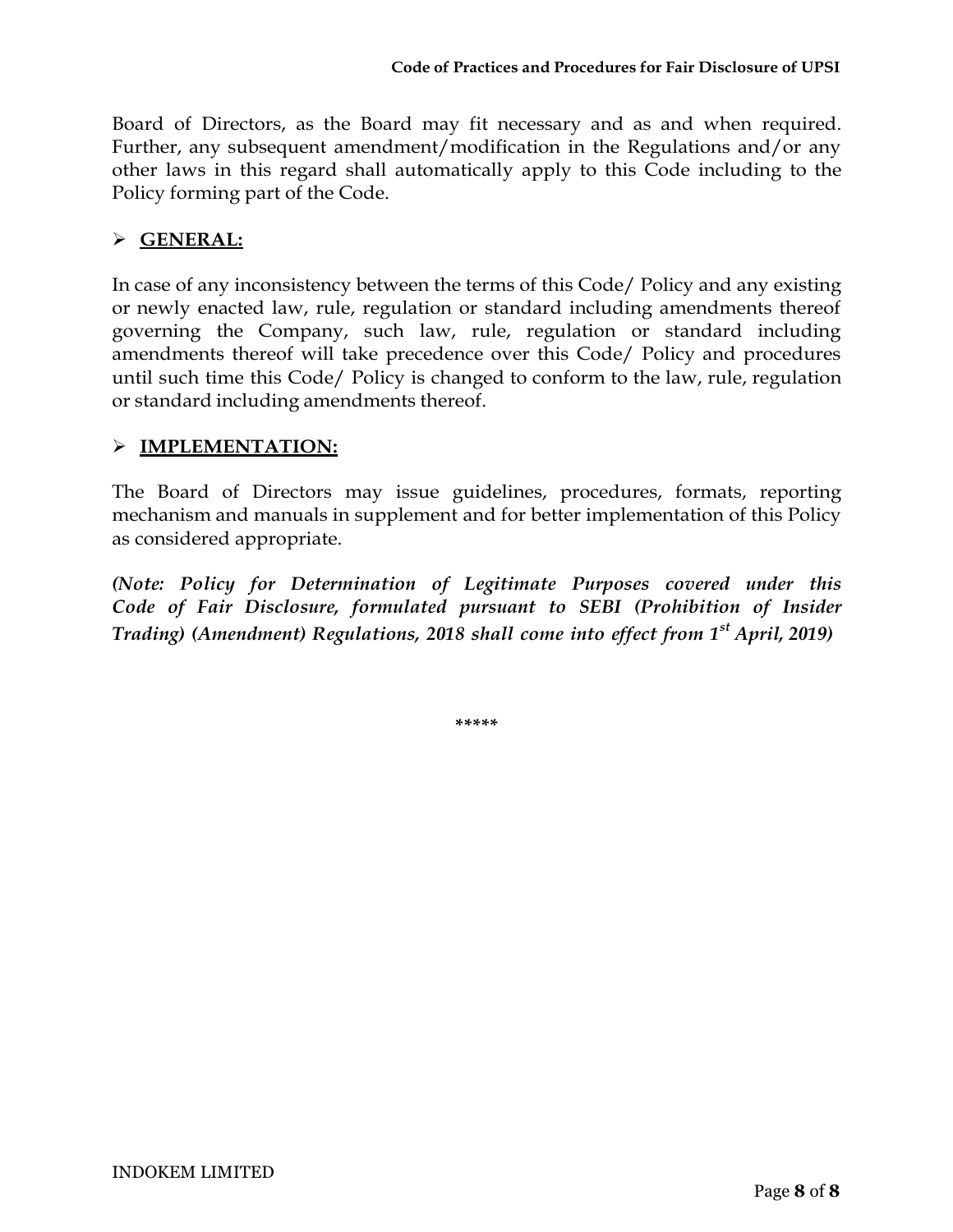Board of Directors, as the Board may fit necessary and as and when required. Further, any subsequent amendment/modification in the Regulations and/or any other laws in this regard shall automatically apply to this Code including to the Policy forming part of the Code.

- **GENERAL:**

In case of any inconsistency between the terms of this Code/ Policy and any existing or newly enacted law, rule, regulation or standard including amendments thereof governing the Company, such law, rule, regulation or standard including amendments thereof will take precedence over this Code/ Policy and procedures until such time this Code/ Policy is changed to conform to the law, rule, regulation or standard including amendments thereof.

- **IMPLEMENTATION:**

The Board of Directors may issue guidelines, procedures, formats, reporting mechanism and manuals in supplement and for better implementation of this Policy as considered appropriate.

***(Note: Policy for Determination of Legitimate Purposes covered under this Code of Fair Disclosure, formulated pursuant to SEBI (Prohibition of Insider Trading) (Amendment) Regulations, 2018 shall come into effect from 1st April, 2019)***

*****